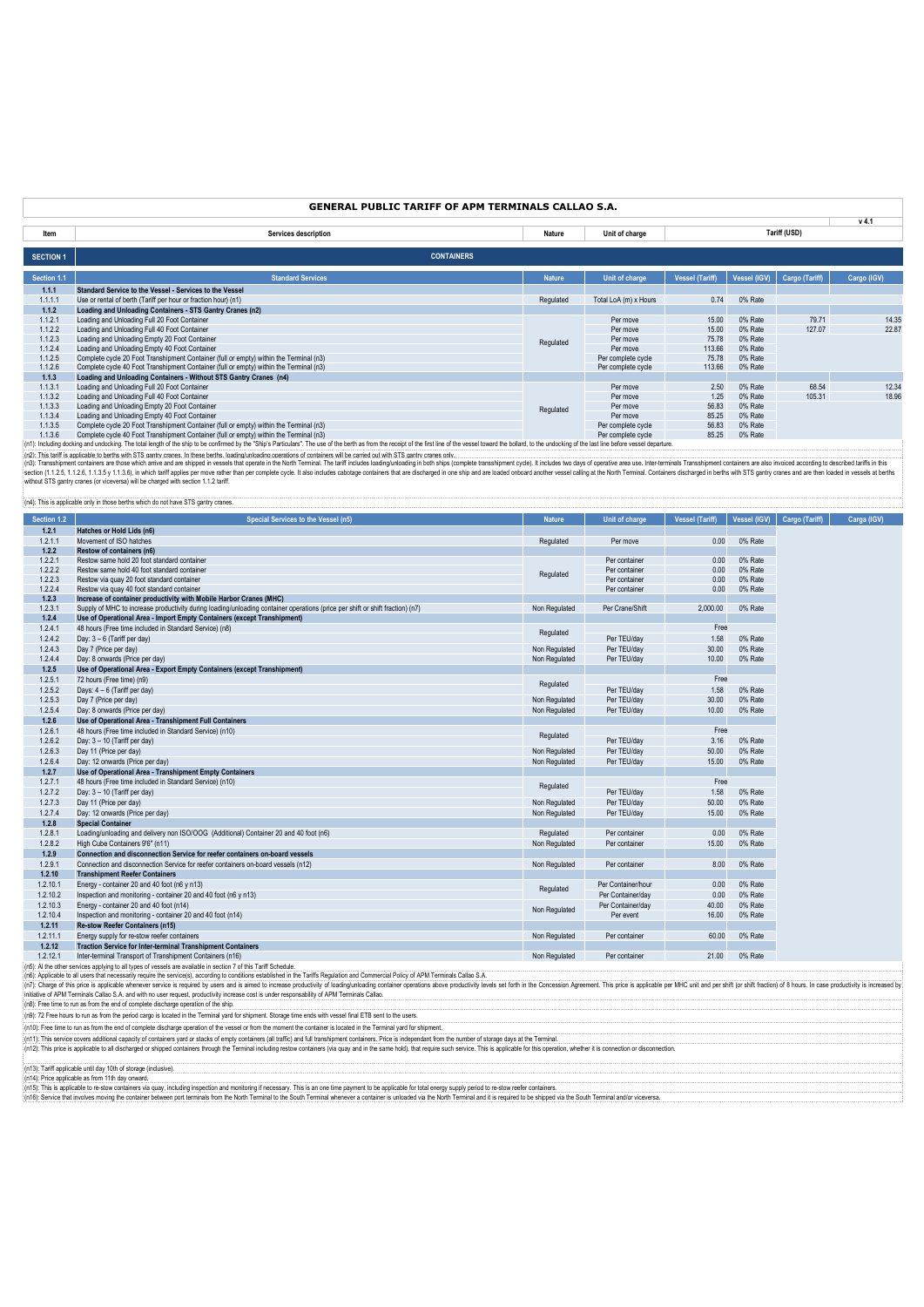# GENERAL PUBLIC TARIFF OF APM TERMINALS CALLAO S.A.

v 4.1

| Item | Services description | Nature | Unit of charge | Tariff (USD) | | | |
|---|---|---|---|---|---|---|---|
| **SECTION 1** | **CONTAINERS** | | | | | | |
| **Section 1.1** | **Standard Services** | **Nature** | **Unit of charge** | **Vessel (Tariff)** | **Vessel (IGV)** | **Cargo (Tariff)** | **Cargo (IGV)** |
| **1.1.1** | **Standard Service to the Vessel - Services to the Vessel** | | | | | | |
| 1.1.1.1 | Use or rental of berth (Tariff per hour or fraction hour) (n1) | Regulated | Total LoA (m) x Hours | 0.74 | 0% Rate | | |
| **1.1.2** | **Loading and Unloading Containers - STS Gantry Cranes (n2)** | | | | | | |
| 1.1.2.1 | Loading and Unloading Full 20 Foot Container | Regulated | Per move | 15.00 | 0% Rate | 79.71 | 14.35 |
| 1.1.2.2 | Loading and Unloading Full 40 Foot Container | | Per move | 15.00 | 0% Rate | 127.07 | 22.87 |
| 1.1.2.3 | Loading and Unloading Empty 20 Foot Container | | Per move | 75.78 | 0% Rate | | |
| 1.1.2.4 | Loading and Unloading Empty 40 Foot Container | | Per move | 113.66 | 0% Rate | | |
| 1.1.2.5 | Complete cycle 20 Foot Transhipment Container (full or empty) within the Terminal (n3) | | Per complete cycle | 75.78 | 0% Rate | | |
| 1.1.2.6 | Complete cycle 40 Foot Transhipment Container (full or empty) within the Terminal (n3) | | Per complete cycle | 113.66 | 0% Rate | | |
| **1.1.3** | **Loading and Unloading Containers - Without STS Gantry Cranes (n4)** | | | | | | |
| 1.1.3.1 | Loading and Unloading Full 20 Foot Container | Regulated | Per move | 2.50 | 0% Rate | 68.54 | 12.34 |
| 1.1.3.2 | Loading and Unloading Full 40 Foot Container | | Per move | 1.25 | 0% Rate | 105.31 | 18.96 |
| 1.1.3.3 | Loading and Unloading Empty 20 Foot Container | | Per move | 56.83 | 0% Rate | | |
| 1.1.3.4 | Loading and Unloading Empty 40 Foot Container | | Per move | 85.25 | 0% Rate | | |
| 1.1.3.5 | Complete cycle 20 Foot Transhipment Container (full or empty) within the Terminal (n3) | | Per complete cycle | 56.83 | 0% Rate | | |
| 1.1.3.6 | Complete cycle 40 Foot Transhipment Container (full or empty) within the Terminal (n3) | | Per complete cycle | 85.25 | 0% Rate | | |

(n1): Including docking and undocking. The total length of the ship to be confirmed by the "Ship's Particulars". The use of the berth as from the receipt of the first line of the vessel toward the bollard, to the undocking of the last line before vessel departure.

(n2): This tariff is applicable to berths with STS gantry cranes. In these berths, loading/unloading operations of containers will be carried out with STS gantry cranes only.

(n3): Transhipment containers are those which arrive and are shipped in vessels that operate in the North Terminal. The tariff includes loading/unloading in both ships (complete transshipment cycle). It includes two days of operative area use. Inter-terminals Transshipment containers are also invoiced according to described tariffs in this section (1.1.2.5, 1.1.2.6, 1.1.3.5 y 1.1.3.6), in which tariff applies per move rather than per complete cycle. It also includes cabotage containers that are discharged in one ship and are loaded onboard another vessel calling at the North Terminal. Containers discharged in berths with STS gantry cranes and are then loaded in vessels at berths without STS gantry cranes (or viceversa) will be charged with section 1.1.2 tariff.

(n4): This is applicable only in those berths which do not have STS gantry cranes.

| Section 1.2 | Special Services to the Vessel (n5) | Nature | Unit of charge | Vessel (Tariff) | Vessel (IGV) | Cargo (Tariff) | Carga (IGV) |
|---|---|---|---|---|---|---|---|
| **1.2.1** | **Hatches or Hold Lids (n6)** | | | | | | |
| 1.2.1.1 | Movement of ISO hatches | Regulated | Per move | 0.00 | 0% Rate | | |
| **1.2.2** | **Restow of containers (n6)** | | | | | | |
| 1.2.2.1 | Restow same hold 20 foot standard container | Regulated | Per container | 0.00 | 0% Rate | | |
| 1.2.2.2 | Restow same hold 40 foot standard container | | Per container | 0.00 | 0% Rate | | |
| 1.2.2.3 | Restow via quay 20 foot standard container | | Per container | 0.00 | 0% Rate | | |
| 1.2.2.4 | Restow via quay 40 foot standard container | | Per container | 0.00 | 0% Rate | | |
| **1.2.3** | **Increase of container productivity with Mobile Harbor Cranes (MHC)** | | | | | | |
| 1.2.3.1 | Supply of MHC to increase productivity during loading/unloading container operations (price per shift or shift fraction) (n7) | Non Regulated | Per Crane/Shift | 2,000.00 | 0% Rate | | |
| **1.2.4** | **Use of Operational Area - Import Empty Containers (except Transhipment)** | | | | | | |
| 1.2.4.1 | 48 hours (Free time included in Standard Service) (n8) | Regulated | | Free | | | |
| 1.2.4.2 | Day: 3 – 6 (Tariff per day) | | Per TEU/day | 1.58 | 0% Rate | | |
| 1.2.4.3 | Day 7 (Price per day) | Non Regulated | Per TEU/day | 30.00 | 0% Rate | | |
| 1.2.4.4 | Day: 8 onwards (Price per day) | Non Regulated | Per TEU/day | 10.00 | 0% Rate | | |
| **1.2.5** | **Use of Operational Area - Export Empty Containers (except Transhipment)** | | | | | | |
| 1.2.5.1 | 72 hours (Free time) (n9) | Regulated | | Free | | | |
| 1.2.5.2 | Days: 4 – 6 (Tariff per day) | | Per TEU/day | 1.58 | 0% Rate | | |
| 1.2.5.3 | Day 7 (Price per day) | Non Regulated | Per TEU/day | 30.00 | 0% Rate | | |
| 1.2.5.4 | Day: 8 onwards (Price per day) | Non Regulated | Per TEU/day | 10.00 | 0% Rate | | |
| **1.2.6** | **Use of Operational Area - Transhipment Full Containers** | | | | | | |
| 1.2.6.1 | 48 hours (Free time included in Standard Service) (n10) | Regulated | | Free | | | |
| 1.2.6.2 | Day: 3 – 10 (Tariff per day) | | Per TEU/day | 3.16 | 0% Rate | | |
| 1.2.6.3 | Day 11 (Price per day) | Non Regulated | Per TEU/day | 50.00 | 0% Rate | | |
| 1.2.6.4 | Day: 12 onwards (Price per day) | Non Regulated | Per TEU/day | 15.00 | 0% Rate | | |
| **1.2.7** | **Use of Operational Area - Transhipment Empty Containers** | | | | | | |
| 1.2.7.1 | 48 hours (Free time included in Standard Service) (n10) | Regulated | | Free | | | |
| 1.2.7.2 | Day: 3 – 10 (Tariff per day) | | Per TEU/day | 1.58 | 0% Rate | | |
| 1.2.7.3 | Day 11 (Price per day) | Non Regulated | Per TEU/day | 50.00 | 0% Rate | | |
| 1.2.7.4 | Day: 12 onwards (Price per day) | Non Regulated | Per TEU/day | 15.00 | 0% Rate | | |
| **1.2.8** | **Special Container** | | | | | | |
| 1.2.8.1 | Loading/unloading and delivery non ISO/OOG (Additional) Container 20 and 40 foot (n6) | Regulated | Per container | 0.00 | 0% Rate | | |
| 1.2.8.2 | High Cube Containers 9'6" (n11) | Non Regulated | Per container | 15.00 | 0% Rate | | |
| **1.2.9** | **Connection and disconnection Service for reefer containers on-board vessels** | | | | | | |
| 1.2.9.1 | Connection and disconnection Service for reefer containers on-board vessels (n12) | Non Regulated | Per container | 8.00 | 0% Rate | | |
| **1.2.10** | **Transhipment Reefer Containers** | | | | | | |
| 1.2.10.1 | Energy - container 20 and 40 foot (n6 y n13) | Regulated | Per Container/hour | 0.00 | 0% Rate | | |
| 1.2.10.2 | Inspection and monitoring - container 20 and 40 foot (n6 y n13) | | Per Container/day | 0.00 | 0% Rate | | |
| 1.2.10.3 | Energy - container 20 and 40 foot (n14) | Non Regulated | Per Container/day | 40.00 | 0% Rate | | |
| 1.2.10.4 | Inspection and monitoring - container 20 and 40 foot (n14) | | Per event | 16.00 | 0% Rate | | |
| **1.2.11** | **Re-stow Reefer Containers (n15)** | | | | | | |
| 1.2.11.1 | Energy supply for re-stow reefer containers | Non Regulated | Per container | 60.00 | 0% Rate | | |
| **1.2.12** | **Traction Service for Inter-terminal Transhipment Containers** | | | | | | |
| 1.2.12.1 | Inter-terminal Transport of Transhipment Containers (n16) | Non Regulated | Per container | 21.00 | 0% Rate | | |

(n5): Al the other services applying to all types of vessels are available in section 7 of this Tariff Schedule.

(n6): Applicable to all users that necessarily require the service(s), according to conditions established in the Tariffs Regulation and Commercial Policy of APM Terminals Callao S.A.

(n7): Charge of this price is applicable whenever service is required by users and is aimed to increase productivity of loading/unloading container operations above productivity levels set forth in the Concession Agreement. This price is applicable per MHC unit and per shift (or shift fraction) of 8 hours. In case productivity is increased by initiative of APM Terminals Callao S.A. and with no user request, productivity increase cost is under responsability of APM Terminals Callao.

(n8): Free time to run as from the end of complete discharge operation of the ship.

(n9): 72 Free hours to run as from the period cargo is located in the Terminal yard for shipment. Storage time ends with vessel final ETB sent to the users.

(n10): Free time to run as from the end of complete discharge operation of the vessel or from the moment the container is located in the Terminal yard for shipment.

(n11): This service covers additional capacity of containers yard or stacks of empty containers (all traffic) and full transhipment containers. Price is independant from the number of storage days at the Terminal.

(n12): This price is applicable to all discharged or shipped containers through the Terminal including restow containers (via quay and in the same hold), that require such service. This is applicable for this operation, whether it is connection or disconnection.

(n13): Tariff applicable until day 10th of storage (inclusive).

(n14): Price applicable as from 11th day onward.

(n15): This is applicable to re-stow containers via quay, including inspection and monitoring if necessary. This is an one time payment to be applicable for total energy supply period to re-stow reefer containers.

(n16): Service that involves moving the container between port terminals from the North Terminal to the South Terminal whenever a container is unloaded via the North Terminal and it is required to be shipped via the South Terminal and/or viceversa.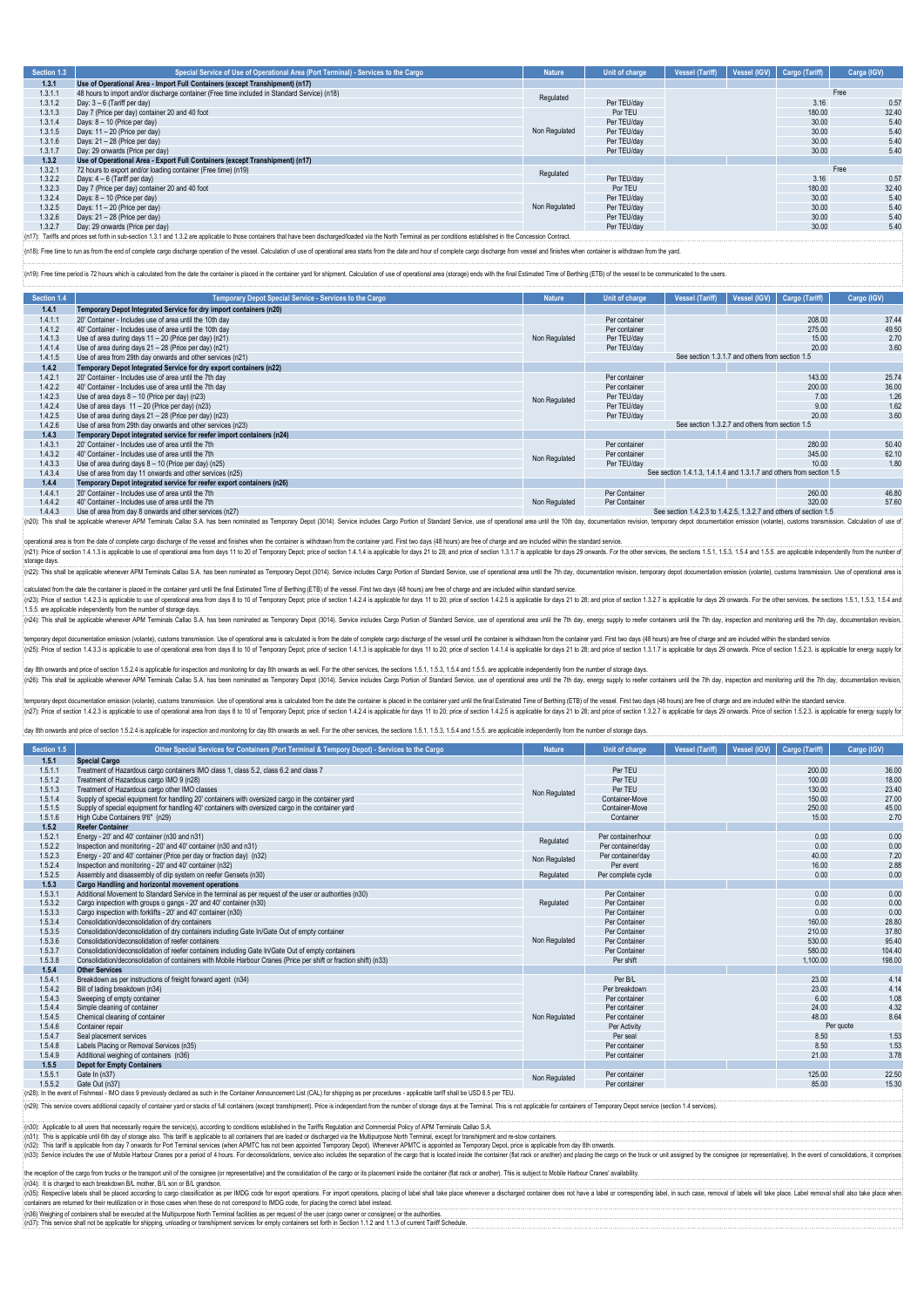| Section 1.3 | Special Service of Use of Operational Area (Port Terminal) - Services to the Cargo | Nature | Unit of charge | Vessel (Tariff) | Vessel (IGV) | Cargo (Tariff) | Cargo (IGV) |
|---|---|---|---|---|---|---|---|
| 1.3.1 | Use of Operational Area - Import Full Containers (except Transhipment) (n17) | | | | | | |
| 1.3.1.1 | 48 hours to import and/or discharge container (Free time included in Standard Service) (n18) | Regulated | | | | Free | |
| 1.3.1.2 | Day: 3 – 6 (Tariff per day) | | Per TEU/day | | | 3.16 | 0.57 |
| 1.3.1.3 | Day 7 (Price per day) container 20 and 40 foot | Non Regulated | Por TEU | | | 180.00 | 32.40 |
| 1.3.1.4 | Days: 8 – 10 (Price per day) | | Per TEU/day | | | 30.00 | 5.40 |
| 1.3.1.5 | Days: 11 – 20 (Price per day) | | Per TEU/day | | | 30.00 | 5.40 |
| 1.3.1.6 | Days: 21 – 28 (Price per day) | | Per TEU/day | | | 30.00 | 5.40 |
| 1.3.1.7 | Day: 29 onwards (Price per day) | | Per TEU/day | | | 30.00 | 5.40 |
| 1.3.2 | Use of Operational Area - Export Full Containers (except Transhipment) (n17) | | | | | | |
| 1.3.2.1 | 72 hours to export and/or loading container (Free time) (n19) | Regulated | | | | Free | |
| 1.3.2.2 | Days: 4 – 6 (Tariff per day) | | Per TEU/day | | | 3.16 | 0.57 |
| 1.3.2.3 | Day 7 (Price per day) container 20 and 40 foot | Non Regulated | Por TEU | | | 180.00 | 32.40 |
| 1.3.2.4 | Days: 8 – 10 (Price per day) | | Per TEU/day | | | 30.00 | 5.40 |
| 1.3.2.5 | Days: 11 – 20 (Price per day) | | Per TEU/day | | | 30.00 | 5.40 |
| 1.3.2.6 | Days: 21 – 28 (Price per day) | | Per TEU/day | | | 30.00 | 5.40 |
| 1.3.2.7 | Day: 29 onwards (Price per day) | | Per TEU/day | | | 30.00 | 5.40 |

(n17): Tariffs and prices set forth in sub-section 1.3.1 and 1.3.2 are applicable to those containers that have been discharged/loaded via the North Terminal as per conditions established in the Concession Contract.

(n18): Free time to run as from the end of complete cargo discharge operation of the vessel. Calculation of use of operational area starts from the date and hour of complete cargo discharge from vessel and finishes when container is withdrawn from the yard.

(n19): Free time period is 72 hours which is calculated from the date the container is placed in the container yard for shipment. Calculation of use of operational area (storage) ends with the final Estimated Time of Berthing (ETB) of the vessel to be communicated to the users.

| Section 1.4 | Temporary Depot Special Service - Services to the Cargo | Nature | Unit of charge | Vessel (Tariff) | Vessel (IGV) | Cargo (Tariff) | Cargo (IGV) |
|---|---|---|---|---|---|---|---|
| 1.4.1 | Temporary Depot Integrated Service for dry import containers (n20) | | | | | | |
| 1.4.1.1 | 20' Container - Includes use of area until the 10th day | Non Regulated | Per container | | | 208.00 | 37.44 |
| 1.4.1.2 | 40' Container - Includes use of area until the 10th day | | Per container | | | 275.00 | 49.50 |
| 1.4.1.3 | Use of area during days 11 – 20 (Price per day) (n21) | | Per TEU/day | | | 15.00 | 2.70 |
| 1.4.1.4 | Use of area during days 21 – 28 (Price per day) (n21) | | Per TEU/day | | | 20.00 | 3.60 |
| 1.4.1.5 | Use of area from 29th day onwards and other services (n21) | | | See section 1.3.1.7 and others from section 1.5 | | | |
| 1.4.2 | Temporary Depot Integrated Service for dry export containers (n22) | | | | | | |
| 1.4.2.1 | 20' Container - Includes use of area until the 7th day | Non Regulated | Per container | | | 143.00 | 25.74 |
| 1.4.2.2 | 40' Container - Includes use of area until the 7th day | | Per container | | | 200.00 | 36.00 |
| 1.4.2.3 | Use of area days 8 – 10 (Price per day) (n23) | | Per TEU/day | | | 7.00 | 1.26 |
| 1.4.2.4 | Use of area days 11 – 20 (Price per day) (n23) | | Per TEU/day | | | 9.00 | 1.62 |
| 1.4.2.5 | Use of area during days 21 – 28 (Price per day) (n23) | | Per TEU/day | | | 20.00 | 3.60 |
| 1.4.2.6 | Use of area from 29th day onwards and other services (n23) | | | See section 1.3.2.7 and others from section 1.5 | | | |
| 1.4.3 | Temporary Depot integrated service for reefer import containers (n24) | | | | | | |
| 1.4.3.1 | 20' Container - Includes use of area until the 7th | Non Regulated | Per container | | | 280.00 | 50.40 |
| 1.4.3.2 | 40' Container - Includes use of area until the 7th | | Per container | | | 345.00 | 62.10 |
| 1.4.3.3 | Use of area during days 8 – 10 (Price per day) (n25) | | Per TEU/day | | | 10.00 | 1.80 |
| 1.4.3.4 | Use of area from day 11 onwards and other services (n25) | | | See section 1.4.1.3, 1.4.1.4 and 1.3.1.7 and others from section 1.5 | | | |
| 1.4.4 | Temporary Depot integrated service for reefer export containers (n26) | | | | | | |
| 1.4.4.1 | 20' Container - Includes use of area until the 7th | Non Regulated | Per Container | | | 260.00 | 46.80 |
| 1.4.4.2 | 40' Container - Includes use of area until the 7th | | Per Container | | | 320.00 | 57.60 |
| 1.4.4.3 | Use of area from day 8 onwards and other services (n27) | | | See section 1.4.2.3 to 1.4.2.5, 1.3.2.7 and others of section 1.5 | | | |

(n20): This shall be applicable whenever APM Terminals Callao S.A. has been nominated as Temporary Depot (3014). Service includes Cargo Portion of Standard Service, use of operational area until the 10th day, documentation revision, temporary depot documentation emission (volante), customs transmission. Calculation of use of operational area is from the date of complete cargo discharge of the vessel and finishes when the container is withdrawn from the container yard. First two days (48 hours) are free of charge and are included within the standard service.

(n21): Price of section 1.4.1.3 is applicable to use of operational area from days 11 to 20 of Temporary Depot; price of section 1.4.1.4 is applicable for days 21 to 28; and price of section 1.3.1.7 is applicable for days 29 onwards. For the other services, the sections 1.5.1, 1.5.3, 1.5.4 and 1.5.5. are applicable independently from the number of storage days.

(n22): This shall be applicable whenever APM Terminals Callao S.A. has been nominated as Temporary Depot (3014). Service includes Cargo Portion of Standard Service, use of operational area until the 7th day, documentation revision, temporary depot documentation emission (volante), customs transmission. Use of operational area is calculated from the date the container is placed in the container yard until the final Estimated Time of Berthing (ETB) of the vessel. First two days (48 hours) are free of charge and are included within standard service.

(n23): Price of section 1.4.2.3 is applicable to use of operational area from days 8 to 10 of Temporary Depot; price of section 1.4.2.4 is applicable for days 11 to 20; price of section 1.4.2.5 is applicable for days 21 to 28; and price of section 1.3.2.7 is applicable for days 29 onwards. For the other services, the sections 1.5.1, 1.5.3, 1.5.4 and 1.5.5. are applicable independently from the number of storage days.

(n24): This shall be applicable whenever APM Terminals Callao S.A. has been nominated as Temporary Depot (3014). Service includes Cargo Portion of Standard Service, use of operational area until the 7th day, energy supply to reefer containers until the 7th day, inspection and monitoring until the 7th day, documentation revision, temporary depot documentation emission (volante), customs transmission. Use of operational area is calculated is from the date of complete cargo discharge of the vessel until the container is withdrawn from the container yard. First two days (48 hours) are free of charge and are included within the standard service.

(n25): Price of section 1.4.3.3 is applicable to use of operational area from days 8 to 10 of Temporary Depot; price of section 1.4.1.3 is applicable for days 11 to 20; price of section 1.4.1.4 is applicable for days 21 to 28; and price of section 1.3.1.7 is applicable for days 29 onwards. Price of section 1.5.2.3. is applicable for energy supply for day 8th onwards and price of section 1.5.2.4 is applicable for inspection and monitoring for day 8th onwards as well. For the other services, the sections 1.5.1, 1.5.3, 1.5.4 and 1.5.5. are applicable independently from the number of storage days.

(n26): This shall be applicable whenever APM Terminals Callao S.A. has been nominated as Temporary Depot (3014). Service includes Cargo Portion of Standard Service, use of operational area until the 7th day, energy supply to reefer containers until the 7th day, inspection and monitoring until the 7th day, documentation revision, temporary depot documentation emission (volante), customs transmission. Use of operational area is calculated from the date the container is placed in the container yard until the final Estimated Time of Berthing (ETB) of the vessel. First two days (48 hours) are free of charge and are included within the standard service.

(n27): Price of section 1.4.2.3 is applicable to use of operational area from days 8 to 10 of Temporary Depot; price of section 1.4.2.4 is applicable for days 11 to 20; price of section 1.4.2.5 is applicable for days 21 to 28; and price of section 1.3.2.7 is applicable for days 29 onwards. Price of section 1.5.2.3. is applicable for energy supply for day 8th onwards and price of section 1.5.2.4 is applicable for inspection and monitoring for day 8th onwards as well. For the other services, the sections 1.5.1, 1.5.3, 1.5.4 and 1.5.5. are applicable independently from the number of storage days.

| Section 1.5 | Other Special Services for Containers (Port Terminal & Tempory Depot) - Services to the Cargo | Nature | Unit of charge | Vessel (Tariff) | Vessel (IGV) | Cargo (Tariff) | Cargo (IGV) |
|---|---|---|---|---|---|---|---|
| 1.5.1 | Special Cargo | | | | | | |
| 1.5.1.1 | Treatment of Hazardous cargo containers IMO class 1, class 5.2, class 6.2 and class 7 | Non Regulated | Per TEU | | | 200.00 | 36.00 |
| 1.5.1.2 | Treatment of Hazardous cargo IMO 9 (n28) | | Per TEU | | | 100.00 | 18.00 |
| 1.5.1.3 | Treatment of Hazardous cargo other IMO classes | | Per TEU | | | 130.00 | 23.40 |
| 1.5.1.4 | Supply of special equipment for handling 20' containers with oversized cargo in the container yard | | Container-Move | | | 150.00 | 27.00 |
| 1.5.1.5 | Supply of special equipment for handling 40' containers with oversized cargo in the container yard | | Container-Move | | | 250.00 | 45.00 |
| 1.5.1.6 | High Cube Containers 9'6" (n29) | | Container | | | 15.00 | 2.70 |
| 1.5.2 | Reefer Container | | | | | | |
| 1.5.2.1 | Energy - 20' and 40' container (n30 and n31) | Regulated | Per container/hour | | | 0.00 | 0.00 |
| 1.5.2.2 | Inspection and monitoring - 20' and 40' container (n30 and n31) | | Per container/day | | | 0.00 | 0.00 |
| 1.5.2.3 | Energy - 20' and 40' container (Price per day or fraction day) (n32) | Non Regulated | Per container/day | | | 40.00 | 7.20 |
| 1.5.2.4 | Inspection and monitoring - 20' and 40' container (n32) | | Per event | | | 16.00 | 2.88 |
| 1.5.2.5 | Assembly and disassembly of clip system on reefer Gensets (n30) | Regulated | Per complete cycle | | | 0.00 | 0.00 |
| 1.5.3 | Cargo Handling and horizontal movement operations | | | | | | |
| 1.5.3.1 | Additional Movement to Standard Service in the terminal as per request of the user or authorities (n30) | Regulated | Per Container | | | 0.00 | 0.00 |
| 1.5.3.2 | Cargo inspection with groups o gangs - 20' and 40' container (n30) | | Per Container | | | 0.00 | 0.00 |
| 1.5.3.3 | Cargo inspection with forklifts - 20' and 40' container (n30) | | Per Container | | | 0.00 | 0.00 |
| 1.5.3.4 | Consolidation/deconsolidation of dry containers | Non Regulated | Per Container | | | 160.00 | 28.80 |
| 1.5.3.5 | Consolidation/deconsolidation of dry containers including Gate In/Gate Out of empty container | | Per Container | | | 210.00 | 37.80 |
| 1.5.3.6 | Consolidation/deconsolidation of reefer containers | | Per Container | | | 530.00 | 95.40 |
| 1.5.3.7 | Consolidation/deconsolidation of reefer containers including Gate In/Gate Out of empty containers | | Per Container | | | 580.00 | 104.40 |
| 1.5.3.8 | Consolidation/deconsolidation of containers with Mobile Harbour Cranes (Price per shift or fraction shift) (n33) | | Per shift | | | 1,100.00 | 198.00 |
| 1.5.4 | Other Services | | | | | | |
| 1.5.4.1 | Breakdown as per instructions of freight forward agent (n34) | Non Regulated | Per B/L | | | 23.00 | 4.14 |
| 1.5.4.2 | Bill of lading breakdown (n34) | | Per breakdown | | | 23.00 | 4.14 |
| 1.5.4.3 | Sweeping of empty container | | Per container | | | 6.00 | 1.08 |
| 1.5.4.4 | Simple cleaning of container | | Per container | | | 24.00 | 4.32 |
| 1.5.4.5 | Chemical cleaning of container | | Per container | | | 48.00 | 8.64 |
| 1.5.4.6 | Container repair | | Per Activity | | | Per quote | |
| 1.5.4.7 | Seal placement services | | Per seal | | | 8.50 | 1.53 |
| 1.5.4.8 | Labels Placing or Removal Services (n35) | | Per container | | | 8.50 | 1.53 |
| 1.5.4.9 | Additional weighing of containers (n36) | | Per container | | | 21.00 | 3.78 |
| 1.5.5 | Depot for Empty Containers | | | | | | |
| 1.5.5.1 | Gate In (n37) | Non Regulated | Per container | | | 125.00 | 22.50 |
| 1.5.5.2 | Gate Out (n37) | | Per container | | | 85.00 | 15.30 |

(n28): In the event of Fishmeal - IMO class 9 previously declared as such in the Container Announcement List (CAL) for shipping as per procedures - applicable tariff shall be USD 8.5 per TEU.

(n29): This service covers additional capacity of container yard or stacks of full containers (except transhipment). Price is independant from the number of storage days at the Terminal. This is not applicable for containers of Temporary Depot service (section 1.4 services).

(n30): Applicable to all users that necessarily require the service(s), according to conditions established in the Tariffs Regulation and Commercial Policy of APM Terminals Callao S.A.

(n31): This is applicable until 6th day of storage also. This tariff is applicable to all containers that are loaded or discharged via the Multipurpose North Terminal, except for transhipment and re-stow containers.

(n32): This tariff is applicable from day 7 onwards for Port Terminal services (when APMTC has not been appointed Temporary Depot). Whenever APMTC is appointed as Temporary Depot, price is applicable from day 8th onwards.

(n33): Service includes the use of Mobile Harbour Cranes por a period of 4 hours. For deconsolidations, service also includes the separation of the cargo that is located inside the container (flat rack or another) and placing the cargo on the truck or unit assigned by the consignee (or representative). In the event of consolidations, it comprises the reception of the cargo from trucks or the transport unit of the consignee (or representative) and the consolidation of the cargo or its placement inside the container (flat rack or another). This is subject to Mobile Harbour Cranes' availability.

(n34): It is charged to each breakdown B/L mother, B/L son or B/L grandson.

(n35): Respective labels shall be placed according to cargo classification as per IMDG code for export operations. For import operations, placing of label shall take place whenever a discharged container does not have a label or corresponding label, in such case, removal of labels will take place. Label removal shall also take place when containers are returned for their reutilization or in those cases when these do not correspond to IMDG code, for placing the correct label instead.

(n36) Weighing of containers shall be executed at the Multipurpose North Terminal facilities as per request of the user (cargo owner or consignee) or the authorities.

(n37): This service shall not be applicable for shipping, unloading or transhipment services for empty containers set forth in Section 1.1.2 and 1.1.3 of current Tariff Schedule.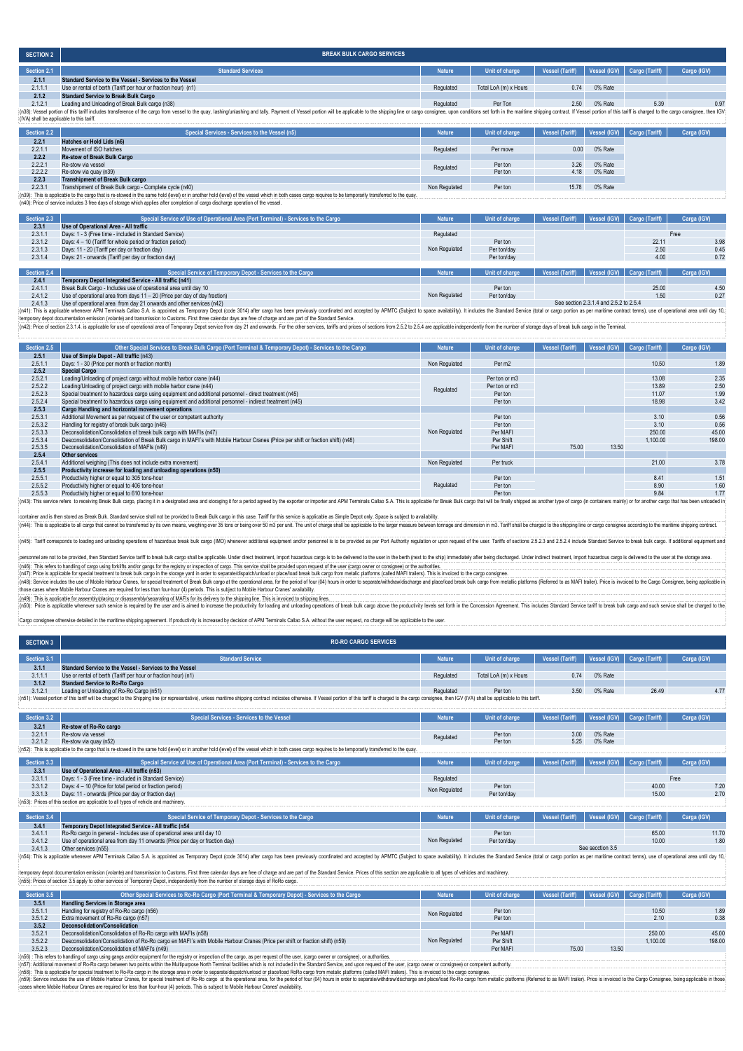| SECTION 2 | BREAK BULK CARGO SERVICES | | | | | | |
|---|---|---|---|---|---|---|---|
| **Section 2.1** | **Standard Services** | **Nature** | **Unit of charge** | **Vessel (Tariff)** | **Vessel (IGV)** | **Cargo (Tariff)** | **Cargo (IGV)** |
| **2.1.1** | **Standard Service to the Vessel - Services to the Vessel** | | | | | | |
| 2.1.1.1 | Use or rental of berth (Tariff per hour or fraction hour) (n1) | Regulated | Total LoA (m) x Hours | 0.74 | 0% Rate | | |
| **2.1.2** | **Standard Service to Break Bulk Cargo** | | | | | | |
| 2.1.2.1 | Loading and Unloading of Break Bulk cargo (n38) | Regulated | Per Ton | 2.50 | 0% Rate | 5.39 | 0.97 |

(n38): Vessel portion of this tariff includes transference of the cargo from vessel to the quay, lashing/unlashing and tally. Payment of Vessel portion will be applicable to the shipping line or cargo consignee, upon conditions set forth in the maritime shipping contract. If Vessel portion of this tariff is charged to the cargo consignee, then IGV (IVA) shall be applicable to this tariff.

| Section 2.2 | Special Services - Services to the Vessel (n5) | Nature | Unit of charge | Vessel (Tariff) | Vessel (IGV) | Cargo (Tariff) | Carga (IGV) |
|---|---|---|---|---|---|---|---|
| **2.2.1** | **Hatches or Hold Lids (n6)** | | | | | | |
| 2.2.1.1 | Movement of ISO hatches | Regulated | Per move | 0.00 | 0% Rate | | |
| **2.2.2** | **Re-stow of Break Bulk Cargo** | | | | | | |
| 2.2.2.1 | Re-stow via vessel | Regulated | Per ton | 3.26 | 0% Rate | | |
| 2.2.2.2 | Re-stow via quay (n39) | | Per ton | 4.18 | 0% Rate | | |
| **2.2.3** | **Transhipment of Break Bulk cargo** | | | | | | |
| 2.2.3.1 | Transhipment of Break Bulk cargo - Complete cycle (n40) | Non Regulated | Per ton | 15.78 | 0% Rate | | |

(n39): This is applicable to the cargo that is re-stowed in the same hold (level) or in another hold (level) of the vessel which in both cases cargo requires to be temporarily transferred to the quay.
(n40): Price of service includes 3 free days of storage which applies after completion of cargo discharge operation of the vessel.

| Section 2.3 | Special Service of Use of Operational Area (Port Terminal) - Services to the Cargo | Nature | Unit of charge | Vessel (Tariff) | Vessel (IGV) | Cargo (Tariff) | Carga (IGV) |
|---|---|---|---|---|---|---|---|
| **2.3.1** | **Use of Operational Area - All traffic** | | | | | | |
| 2.3.1.1 | Days: 1 - 3 (Free time - included in Standard Service) | Regulated | | | | Free | |
| 2.3.1.2 | Days: 4 – 10 (Tariff for whole period or fraction period) | Non Regulated | Per ton | | | 22.11 | 3.98 |
| 2.3.1.3 | Days: 11 - 20 (Tariff per day or fraction day) | | Per ton/day | | | 2.50 | 0.45 |
| 2.3.1.4 | Days: 21 - onwards (Tariff per day or fraction day) | | Per ton/day | | | 4.00 | 0.72 |

| Section 2.4 | Special Service of Temporary Depot - Services to the Cargo | Nature | Unit of charge | Vessel (Tariff) | Vessel (IGV) | Cargo (Tariff) | Carga (IGV) |
|---|---|---|---|---|---|---|---|
| **2.4.1** | **Temporary Depot Integrated Service - All traffic (n41)** | | | | | | |
| 2.4.1.1 | Break Bulk Cargo - Includes use of operational area until day 10 | Non Regulated | Per ton | | | 25.00 | 4.50 |
| 2.4.1.2 | Use of operational area from days 11 – 20 (Price per day of day fraction) | | Per ton/day | | | 1.50 | 0.27 |
| 2.4.1.3 | Use of operational area from day 21 onwards and other services (n42) | | | See section 2.3.1.4 and 2.5.2 to 2.5.4 | | | |

(n41): This is applicable whenever APM Terminals Callao S.A. is appointed as Temporary Depot (code 3014) after cargo has been previously coordinated and accepted by APMTC (Subject to space availability). It includes the Standard Service (total or cargo portion as per maritime contract terms), use of operational area until day 10, temporary depot documentation emission (volante) and transmission to Customs. First three calendar days are free of charge and are part of the Standard Service.
(n42): Price of section 2.3.1.4. is applicable for use of operational area of Temporary Depot service from day 21 and onwards. For the other services, tariffs and prices of sections from 2.5.2 to 2.5.4 are applicable independently from the number of storage days of break bulk cargo in the Terminal.

| Section 2.5 | Other Special Services to Break Bulk Cargo (Port Terminal & Temporary Depot) - Services to the Cargo | Nature | Unit of charge | Vessel (Tariff) | Vessel (IGV) | Cargo (Tariff) | Carga (IGV) |
|---|---|---|---|---|---|---|---|
| **2.5.1** | **Use of Simple Depot - All traffic (n43)** | | | | | | |
| 2.5.1.1 | Days: 1 - 30 (Price per month or fraction month) | Non Regulated | Per m2 | | | 10.50 | 1.89 |
| **2.5.2** | **Special Cargo** | | | | | | |
| 2.5.2.1 | Loading/Unloading of project cargo without mobile harbor crane (n44) | Regulated | Per ton or m3 | | | 13.08 | 2.35 |
| 2.5.2.2 | Loading/Unloading of project cargo with mobile harbor crane (n44) | | Per ton or m3 | | | 13.89 | 2.50 |
| 2.5.2.3 | Special treatment to hazardous cargo using equipment and additional personnel - direct treatment (n45) | | Per ton | | | 11.07 | 1.99 |
| 2.5.2.4 | Special treatment to hazardous cargo using equipment and additional personnel - indirect treatment (n45) | | Per ton | | | 18.98 | 3.42 |
| **2.5.3** | **Cargo Handling and horizontal movement operations** | | | | | | |
| 2.5.3.1 | Additional Movement as per request of the user or competent authority | Non Regulated | Per ton | | | 3.10 | 0.56 |
| 2.5.3.2 | Handling for registry of break bulk cargo (n46) | | Per ton | | | 3.10 | 0.56 |
| 2.5.3.3 | Deconsolidation/Consolidation of break bulk cargo with MAFIs (n47) | | Per MAFI | | | 250.00 | 45.00 |
| 2.5.3.4 | Desconsolidation/Consolidation of Break Bulk cargo in MAFI's with Mobile Harbour Cranes (Price per shift or fraction shift) (n48) | | Per Shift | | | 1,100.00 | 198.00 |
| 2.5.3.5 | Deconsolidation/Consolidation of MAFIs (n49) | | Per MAFI | 75.00 | 13.50 | | |
| **2.5.4** | **Other services** | | | | | | |
| 2.5.4.1 | Additional weighing (This does not include extra movement) | Non Regulated | Per truck | | | 21.00 | 3.78 |
| **2.5.5** | **Productivity increase for loading and unloading operations (n50)** | | | | | | |
| 2.5.5.1 | Productivity higher or equal to 305 tons-hour | Regulated | Per ton | | | 8.41 | 1.51 |
| 2.5.5.2 | Productivity higher or equal to 406 tons-hour | | Per ton | | | 8.90 | 1.60 |
| 2.5.5.3 | Productivity higher or equal to 610 tons-hour | | Per ton | | | 9.84 | 1.77 |

(n43): This service refers to receiving Break Bulk cargo, placing it in a designated area and storaging it for a period agreed by the exporter or importer and APM Terminals Callao S.A. This is applicable for Break Bulk cargo that will be finally shipped as another type of cargo (in containers mainly) or for another cargo that has been unloaded in container and is then stored as Break Bulk. Standard service shall not be provided to Break Bulk cargo in this case. Tariff for this service is applicable as Simple Depot only. Space is subject to availability.
(n44): This is applicable to all cargo that cannot be transferred by its own means, weighing over 35 tons or being over 50 m3 per unit. The unit of charge shall be applicable to the larger measure between tonnage and dimension in m3. Tariff shall be charged to the shipping line or cargo consignee according to the maritime shipping contract.
(n45): Tariff corresponds to loading and unloading operations of hazardous break bulk cargo (IMO) whenever additional equipment and/or personnel is to be provided as per Port Authority regulation or upon request of the user. Tariffs of sections 2.5.2.3 and 2.5.2.4 include Standard Service to break bulk cargo. If additional equipment and personnel are not to be provided, then Standard Service tariff to break bulk cargo shall be applicable. Under direct treatment, import hazardous cargo is to be delivered to the user in the berth (next to the ship) immediately after being discharged. Under indirect treatment, import hazardous cargo is delivered to the user at the storage area.
(n46): This refers to handling of cargo using forklifts and/or gangs for the registry or inspection of cargo. This service shall be provided upon request of the user (cargo owner or consignee) or the authorities.
(n47): Price is applicable for special treatment to break bulk cargo in the storage yard in order to separate/dispatch/unload or place/load break bulk cargo from metalic platforms (called MAFI trailers). This is invoiced to the cargo consignee.
(n48): Service includes the use of Mobile Harbour Cranes, for special treatment of Break Bulk cargo at the operational area, for the period of four (04) hours in order to separate/withdraw/discharge and place/load break bulk cargo from metalic platforms (Referred to as MAFI trailer). Price is invoiced to the Cargo Consignee, being applicable in those cases where Mobile Harbour Cranes are required for less than four-hour (4) periods. This is subject to Mobile Harbour Cranes' availability.
(n49): This is applicable for assembly/placing or disassembly/separating of MAFIs for its delivery to the shipping line. This is invoiced to shipping lines.
(n50): Price is applicable whenever such service is required by the user and is aimed to increase the productivity for loading and unloading operations of break bulk cargo above the productivity levels set forth in the Concession Agreement. This includes Standard Service tariff to break bulk cargo and such service shall be charged to the Cargo consignee otherwise detailed in the maritime shipping agreement. If productivity is increased by decision of APM Terminals Callao S.A. without the user request, no charge will be applicable to the user.

| SECTION 3 | RO-RO CARGO SERVICES | | | | | | |
|---|---|---|---|---|---|---|---|
| **Section 3.1** | **Standard Service** | **Nature** | **Unit of charge** | **Vessel (Tariff)** | **Vessel (IGV)** | **Cargo (Tariff)** | **Carga (IGV)** |
| **3.1.1** | **Standard Service to the Vessel - Services to the Vessel** | | | | | | |
| 3.1.1.1 | Use or rental of berth (Tariff per hour or fraction hour) (n1) | Regulated | Total LoA (m) x Hours | 0.74 | 0% Rate | | |
| **3.1.2** | **Standard Service to Ro-Ro Cargo** | | | | | | |
| 3.1.2.1 | Loading or Unloading of Ro-Ro Cargo (n51) | Regulated | Per ton | 3.50 | 0% Rate | 26.49 | 4.77 |

(n51): Vessel portion of this tariff will be charged to the Shipping line (or representative), unless maritime shipping contract indicates otherwise. If Vessel portion of this tariff is charged to the cargo consignee, then IGV (IVA) shall be applicable to this tariff.

| Section 3.2 | Special Services - Services to the Vessel | Nature | Unit of charge | Vessel (Tariff) | Vessel (IGV) | Cargo (Tariff) | Carga (IGV) |
|---|---|---|---|---|---|---|---|
| **3.2.1** | **Re-stow of Ro-Ro cargo** | | | | | | |
| 3.2.1.1 | Re-stow via vessel | Regulated | Per ton | 3.00 | 0% Rate | | |
| 3.2.1.2 | Re-stow via quay (n52) | | Per ton | 5.25 | 0% Rate | | |

(n52): This is applicable to the cargo that is re-stowed in the same hold (level) or in another hold (level) of the vessel which in both cases cargo requires to be temporarily transferred to the quay.

| Section 3.3 | Special Service of Use of Operational Area (Port Terminal) - Services to the Cargo | Nature | Unit of charge | Vessel (Tariff) | Vessel (IGV) | Cargo (Tariff) | Carga (IGV) |
|---|---|---|---|---|---|---|---|
| **3.3.1** | **Use of Operational Area - All traffic (n53)** | | | | | | |
| 3.3.1.1 | Days: 1 - 3 (Free time - included in Standard Service) | Regulated | | | | Free | |
| 3.3.1.2 | Days: 4 – 10 (Price for total period or fraction period) | Non Regulated | Per ton | | | 40.00 | 7.20 |
| 3.3.1.3 | Days: 11 - onwards (Price per day or fraction day) | | Per ton/day | | | 15.00 | 2.70 |

(n53): Prices of this section are applicable to all types of vehicle and machinery.

| Section 3.4 | Special Service of Temporary Depot - Services to the Cargo | Nature | Unit of charge | Vessel (Tariff) | Vessel (IGV) | Cargo (Tariff) | Carga (IGV) |
|---|---|---|---|---|---|---|---|
| **3.4.1** | **Temporary Depot Integrated Service - All traffic (n54** | | | | | | |
| 3.4.1.1 | Ro-Ro cargo in general - Includes use of operational area until day 10 | Non Regulated | Per ton | | | 65.00 | 11.70 |
| 3.4.1.2 | Use of operational area from day 11 onwards (Price per day or fraction day) | | Per ton/day | | | 10.00 | 1.80 |
| 3.4.1.3 | Other services (n55) | | | | See secction 3.5 | | |

(n54): This is applicable whenever APM Terminals Callao S.A. is appointed as Temporary Depot (code 3014) after cargo has been previously coordinated and accepted by APMTC (Subject to space availability). It includes the Standard Service (total or cargo portion as per maritime contract terms), use of operational area until day 10, temporary depot documentation emission (volante) and transmission to Customs. First three calendar days are free of charge and are part of the Standard Service. Prices of this section are applicable to all types of vehicles and machinery.
(n55): Prices of section 3.5 apply to other services of Temporary Depot, independently from the number of storage days of RoRo cargo.

| Section 3.5 | Other Special Services to Ro-Ro Cargo (Port Terminal & Temporary Depot) - Services to the Cargo | Nature | Unit of charge | Vessel (Tariff) | Vessel (IGV) | Cargo (Tariff) | Carga (IGV) |
|---|---|---|---|---|---|---|---|
| **3.5.1** | **Handling Services in Storage area** | | | | | | |
| 3.5.1.1 | Handling for registry of Ro-Ro cargo (n56) | Non Regulated | Per ton | | | 10.50 | 1.89 |
| 3.5.1.2 | Extra movement of Ro-Ro cargo (n57) | | Per ton | | | 2.10 | 0.38 |
| **3.5.2** | **Deconsolidation/Consolidation** | | | | | | |
| 3.5.2.1 | Deconsolidation/Consolidation of Ro-Ro cargo with MAFIs (n58) | Non Regulated | Per MAFI | | | 250.00 | 45.00 |
| 3.5.2.2 | Desconsolidation/Consolidation of Ro-Ro cargo en MAFI's with Mobile Harbour Cranes (Price per shift or fraction shift) (n59) | | Per Shift | | | 1,100.00 | 198.00 |
| 3.5.2.3 | Deconsolidation/Consolidation of MAFI's (n49) | | Per MAFI | 75.00 | 13.50 | | |

(n56) : This refers to handling of cargo using gangs and/or equipment for the registry or inspection of the cargo, as per request of the user, (cargo owner or consignee), or authorities.
(n57): Additional movement of Ro-Ro cargo between two points within the Multipurpose North Terminal facilities which is not included in the Standard Service, and upon request of the user, (cargo owner or consignee) or competent authority.
(n58): This is applicable for special treatment to Ro-Ro cargo in the storage area in order to separate/dispatch/unload or place/load RoRo cargo from metalic platforms (called MAFI trailers). This is invoiced to the cargo consignee.
(n59): Service includes the use of Mobile Harbour Cranes, for special treatment of Ro-Ro cargo at the operational area, for the period of four (04) hours in order to separate/withdraw/discharge and place/load Ro-Ro cargo from metalic platforms (Referred to as MAFI trailer). Price is invoiced to the Cargo Consignee, being applicable in those cases where Mobile Harbour Cranes are required for less than four-hour (4) periods. This is subject to Mobile Harbour Cranes' availability.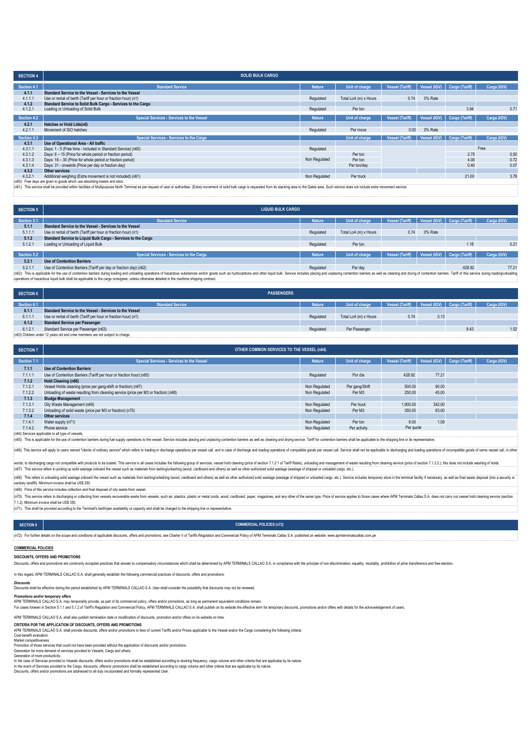| SECTION 4 | SOLID BULK CARGO | | | | | | |
|---|---|---|---|---|---|---|---|
| Section 4.1 | Standard Service | Nature | Unit of charge | Vessel (Tariff) | Vessel (IGV) | Cargo (Tariff) | Carga (IGV) |
| 4.1.1 | **Standard Service to the Vessel - Services to the Vessel** | | | | | | |
| 4.1.1.1 | Use or rental of berth (Tariff per hour or fraction hour) (n1) | Regulated | Total LoA (m) x Hours | 0.74 | 0% Rate | | |
| 4.1.2 | **Standard Service to Solid Bulk Cargo - Services to the Cargo** | | | | | | |
| 4.1.2.1 | Loading or Unloading of Solid Bulk | Regulated | Per ton | | | 3.94 | 0.71 |
| Section 4.2 | Special Services - Services to the Vessel | Nature | Unit of charge | Vessel (Tariff) | Vessel (IGV) | Cargo (Tariff) | Carga (IGV) |
| 4.2.1 | **Hatches or Hold Lids(n6)** | | | | | | |
| 4.2.1.1 | Movement of ISO hatches | Regulated | Per move | 0.00 | 0% Rate | | |
| Section 4.3 | Special Services - Services to the Cargo | | Unit of charge | Vessel (Tariff) | Vessel (IGV) | Cargo (Tariff) | Carga (IGV) |
| 4.3.1 | **Use of Operational Area - All traffic** | | | | | | |
| 4.3.1.1 | Days: 1 - 5 (Free time - included in Standard Service) (n60) | Regulated | | | | | Free |
| 4.3.1.2 | Days: 6 – 15 (Price for whole period or fraction period) | Non Regulated | Per ton | | | 2.75 | 0.50 |
| 4.3.1.3 | Days: 16 – 30 (Price for whole period or fraction period) | | Per ton | | | 4.00 | 0.72 |
| 4.3.1.4 | Days: 31 - onwards (Price per day or fraction day) | | Per ton/day | | | 0.40 | 0.07 |
| 4.3.2 | **Other services** | | | | | | |
| 4.3.2.1 | Additional weighing (Extra movement is not included) (n61) | Non Regulated | Per truck | | | 21.00 | 3.78 |

(n60): Free days are given to goods which use absorbing towers and silos.

(n61): This service shall be provided within facilities of Multipurpose North Terminal as per request of user or authorities. (Extra) movement of solid bulk cargo is requested from its stacking area to the Gates area. Such service does not include extra movement service.

| SECTION 5 | LIQUID BULK CARGO | | | | | | |
|---|---|---|---|---|---|---|---|
| Section 5.1 | Standard Service | Nature | Unit of charge | Vessel (Tariff) | Vessel (IGV) | Cargo (Tariff) | Carga (IGV) |
| 5.1.1 | **Standard Service to the Vessel - Services to the Vessel** | | | | | | |
| 5.1.1.1 | Use or rental of berth (Tariff per hour or fraction hour) (n1) | Regulated | Total LoA (m) x Hours | 0.74 | 0% Rate | | |
| 5.1.2 | **Standard Service to Liquid Bulk Cargo - Services to the Cargo** | | | | | | |
| 5.1.2.1 | Loading or Unloading of Liquid Bulk | Regulated | Per ton | | | 1.18 | 0.21 |
| Section 5.2 | Special Services - Services to the Cargo | Nature | Unit of charge | Vessel (Tariff) | Vessel (IGV) | Cargo (Tariff) | Carga (IGV) |
| 5.2.1 | **Use of Contention Barriers** | | | | | | |
| 5.2.1.1 | Use of Contention Barriers (Tariff per day or fraction day) (n62) | Regulated | Per day | | | 428.92 | 77.21 |

(n62): This is applicable for the use of contention barriers during loading and unloading operations of hazardous substances and/or goods such as hydrocarbons and other liquid bulk. Service includes placing and unplacing contention barriers as well as cleaning and drying of contention barriers. Tariff of this service during loading/unloading operations of hazardous liquid bulk shall be applicable to the cargo consignee, unless otherwise detailed in the maritime shipping contract.

| SECTION 6 | PASSENGERS | | | | | | |
|---|---|---|---|---|---|---|---|
| Section 6.1 | Standard Service | Nature | Unit of charge | Vessel (Tariff) | Vessel (IGV) | Cargo (Tariff) | Carga (IGV) |
| 6.1.1 | **Standard Service to the Vessel - Services to the Vessel** | | | | | | |
| 6.1.1.1 | Use or rental of berth (Tariff per hour or fraction hour) (n1) | Regulated | Total LoA (m) x Hours | 0.74 | 0.13 | | |
| 6.1.2 | **Standard Service per Passenger** | | | | | | |
| 6.1.2.1 | Standard Service per Passenger (n63) | Regulated | Per Passenger | | | 8.43 | 1.52 |

(n63) Children under 12 years old and crew members are not subject to charge.

| SECTION 7 | OTHER COMMON SERVICES TO THE VESSEL (n64) | | | | | | |
|---|---|---|---|---|---|---|---|
| Section 7.1 | Special Services - Services to the Vessel | Nature | Unit of charge | Vessel (Tariff) | Vessel (IGV) | Cargo (Tariff) | Carga (IGV) |
| 7.1.1 | **Use of Contention Barriers** | | | | | | |
| 7.1.1.1 | Use of Contention Barriers (Tariff per hour or fraction hour) (n65) | Regulated | Por día | 428.92 | 77.21 | | |
| 7.1.2 | **Hold Cleaning (n66)** | | | | | | |
| 7.1.2.1 | Vessel Holds cleaning (price per gang-shift or fraction) (n67) | Non Regulated | Per gang/Shift | 500.00 | 90.00 | | |
| 7.1.2.2 | Unloading of waste resulting from cleaning service (price per M3 or fraction) (n68) | Non Regulated | Per M3 | 250.00 | 45.00 | | |
| 7.1.3 | **Sludge Management** | | | | | | |
| 7.1.3.1 | Oily Waste Management (n69) | Non Regulated | Per truck | 1,900.00 | 342.00 | | |
| 7.1.3.2 | Unloading of solid waste (price per M3 or fraction) (n70) | Non Regulated | Per M3 | 350.00 | 63.00 | | |
| 7.1.4 | **Other services** | | | | | | |
| 7.1.4.1 | Water supply (n71) | Non Regulated | Per ton | 6.00 | 1.08 | | |
| 7.1.4.2 | Phone service | Non Regulated | Per activity | Per quote | | | |

(n64) Services applicable to all type of vessels.

(n65): This is applicable for the use of contention barriers during fuel supply operations to the vessel. Service includes placing and unplacing contention barriers as well as cleaning and drying service. Tariff for contention barriers shall be applicable to the shipping line or its representative.

(n66): This service will apply to users named "clients of ordinary service" which refers to loading or discharge operations per vessel call, and in case of discharge and loading operations of compatible goods per vessel call. Service shall not be applicable to discharging and loading operations of incompatible goods of same vessel call, in other words, to discharging cargo not compatible with products to be loaded. This service in all cases includes the following group of services: vessel hold cleaning (price of section 7.1.2.1 of Tariff Rates), unloading and management of waste resulting from cleaning service (price of section 7.1.2.2); this does not include washing of holds.

(n67): This service refers to picking up solid wastage onboard the vessel such as materials from lashing/unlashing (wood, cardboard and others) as well as other authorized solid wastage (wastage of shipped or unloaded cargo, etc.).

(n68): This refers to unloading solid wastage onboard the vessel such as materials from lashing/unlashing (wood, cardboard and others) as well as other authorized solid wastage (wastage of shipped or unloaded cargo, etc.). Service includes temporary store in the terminal facility if necessary, as well as final waste disposal (into a security or sanitary landfill). Minimum invoice shall be US$ 250.

(n69): Price of this service includes collection and final disposal of oily waste from vessel.

(n70): This service refers to discharging or collecting from vessels recoverable waste from vessels, such as: plastics, plastic or metal cords, wood, cardboard, paper, magazines, and any other of the same type. Price of service applies to those cases where APM Terminals Callao S.A. does not carry out vessel hold cleaning service (section 7.1.2). Minimum invoice shall be US$ 350.

(n71): This shall be provided according to the Terminal's berth/pier availability or capacity and shall be charged to the shipping line or representative.

| SECTION 8 | COMMERCIAL POLICIES (n72) |
|---|---|

(n72): For further details on the scope and conditions of applicable discounts, offers and promotions, see Charter V of Tariffs Regulation and Commercial Policy of APM Terminals Callao S.A. published on website: www.apmterminalscallao.com.pe

## COMMERCIAL POLICIES

### DISCOUNTS, OFFERS AND PROMOTIONS

Discounts, offers and promotions are commonly accepted practices that answer to compensatory circumstances which shall be determined by APM TERMINALS CALLAO S.A. in compliance with the principle of non-discrimination, equality, neutrality, prohibition of price transference and free election.

In this regard, APM TERMINALS CALLAO S.A. shall generally establish the following commercial practices of discounts, offers and promotions:

***Discounts***

Discounts shall be effective during the period established by APM TERMINALS CALLAO S.A. User shall consider the possibility that discounts may not be renewed.

***Promotions and/or temporary offers***

APM TERMINALS CALLAO S.A. may temporarily provide, as part of its commercial policy, offers and/or promotions, as long as permanent equivalent conditions remain.

For cases foreseen in Section 5.1.1 and 5.1.2 of Tariff's Regulation and Commercial Policy, APM TERMINALS CALLAO S.A. shall publish on its website the effective term for temporary discounts, promotions and/or offers with details for the acknowledgement of users.

APM TERMINALS CALLAO S.A. shall also publish termination date or modification of discounts, promotion and/or offers on its website on time.

**CRITERIA POR THE APPLICATION OF DISCOUNTS, OFFERS AND PROMOTIONS**

APM TERMINALS CALLAO S.A. shall provide discounts, offers and/or promotions to fees of current Tariffs and/or Prices applicable to the Vessel and/or the Cargo considering the following criteria:

Cost-benefit evaluation

Market competitiveness

Promotion of those services that could not have been provided without the application of discounts and/or promotions.

Generation for more demand of services provided to Vessels, Cargo and others.

Generation of more productivity.

In the case of Services provided to Vessels discounts, offers and/or promotions shall be established according to docking frequency, cargo volume and other criteria that are applicabe by its nature.

In the event of Services provided to the Cargo, discounts, offers/or promotions shall be established according to cargo volume and other criteria that are applicabe by its nature.

Discounts, offers and/or promotions are addressed to all duly incorporated and formally represented User.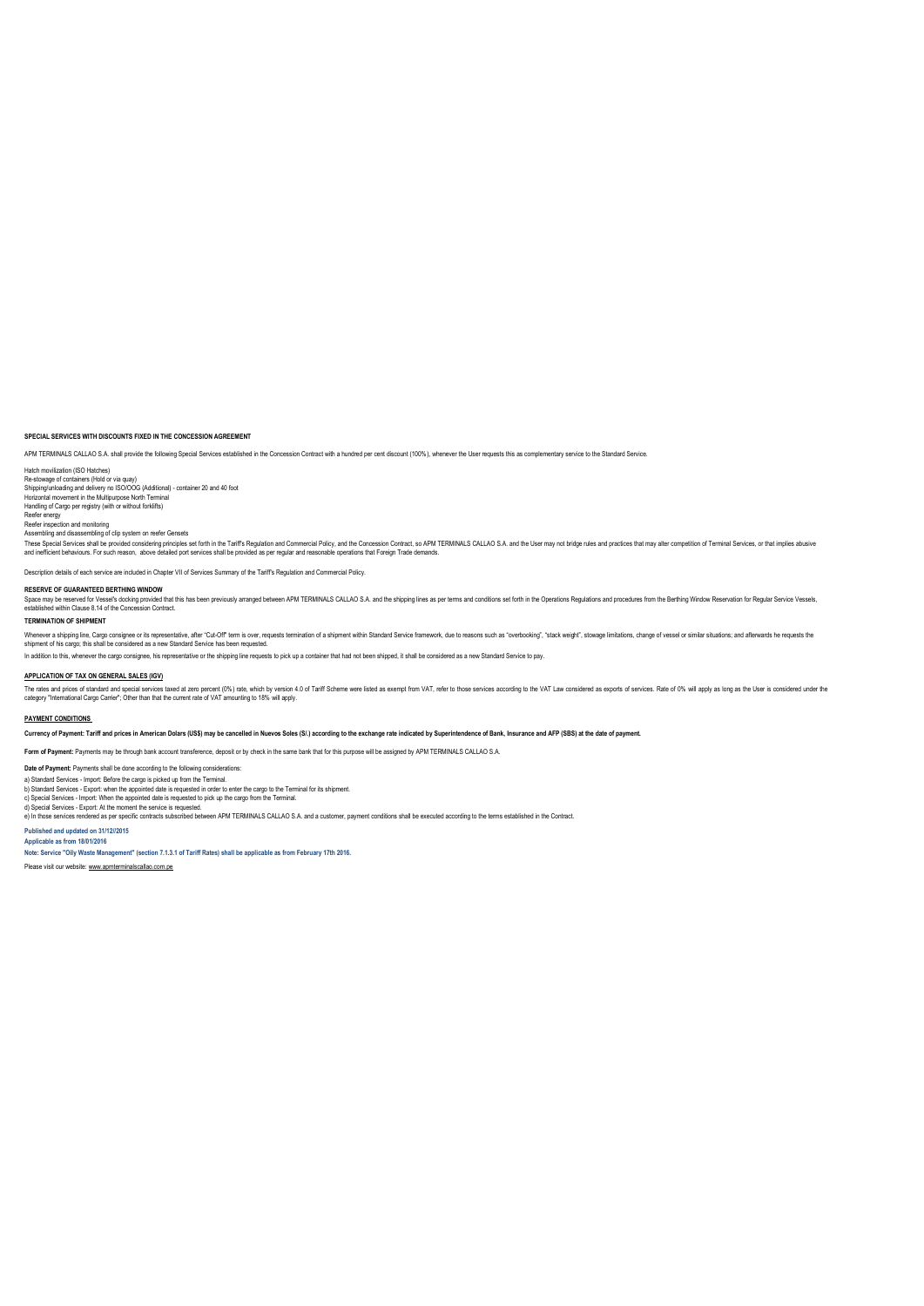**SPECIAL SERVICES WITH DISCOUNTS FIXED IN THE CONCESSION AGREEMENT**

APM TERMINALS CALLAO S.A. shall provide the following Special Services established in the Concession Contract with a hundred per cent discount (100%), whenever the User requests this as complementary service to the Standard Service.

Hatch movilization (ISO Hatches)
Re-stowage of containers (Hold or via quay)
Shipping/unloading and delivery no ISO/OOG (Additional) - container 20 and 40 foot
Horizontal movement in the Multipurpose North Terminal
Handling of Cargo per registry (with or without forklifts)
Reefer energy
Reefer inspection and monitoring
Assembling and disassembling of clip system on reefer Gensets

These Special Services shall be provided considering principles set forth in the Tariff's Regulation and Commercial Policy, and the Concession Contract, so APM TERMINALS CALLAO S.A. and the User may not bridge rules and practices that may alter competition of Terminal Services, or that implies abusive and inefficient behaviours. For such reason, above detailed port services shall be provided as per regular and reasonable operations that Foreign Trade demands.

Description details of each service are included in Chapter VII of Services Summary of the Tariff's Regulation and Commercial Policy.

**RESERVE OF GUARANTEED BERTHING WINDOW**

Space may be reserved for Vessel's docking provided that this has been previously arranged between APM TERMINALS CALLAO S.A. and the shipping lines as per terms and conditions set forth in the Operations Regulations and procedures from the Berthing Window Reservation for Regular Service Vessels, established within Clause 8.14 of the Concession Contract.

**TERMINATION OF SHIPMENT**

Whenever a shipping line, Cargo consignee or its representative, after "Cut-Off" term is over, requests termination of a shipment within Standard Service framework, due to reasons such as "overbooking", "stack weight", stowage limitations, change of vessel or similar situations; and afterwards he requests the shipment of his cargo, this shall be considered as a new Standard Service has been requested.

In addition to this, whenever the cargo consignee, his representative or the shipping line requests to pick up a container that had not been shipped, it shall be considered as a new Standard Service to pay.

**APPLICATION OF TAX ON GENERAL SALES (IGV)**

The rates and prices of standard and special services taxed at zero percent (0%) rate, which by version 4.0 of Tariff Scheme were listed as exempt from VAT, refer to those services according to the VAT Law considered as exports of services. Rate of 0% will apply as long as the User is considered under the category "International Cargo Carrier"; Other than that the current rate of VAT amounting to 18% will apply.

**PAYMENT CONDITIONS**

**Currency of Payment: Tariff and prices in American Dolars (US$) may be cancelled in Nuevos Soles (S/.) according to the exchange rate indicated by Superintendence of Bank, Insurance and AFP (SBS) at the date of payment.**

**Form of Payment:** Payments may be through bank account transference, deposit or by check in the same bank that for this purpose will be assigned by APM TERMINALS CALLAO S.A.

**Date of Payment:** Payments shall be done according to the following considerations:

a) Standard Services - Import: Before the cargo is picked up from the Terminal.
b) Standard Services - Export: when the appointed date is requested in order to enter the cargo to the Terminal for its shipment.
c) Special Services - Import: When the appointed date is requested to pick up the cargo from the Terminal.
d) Special Services - Export: At the moment the service is requested.
e) In those services rendered as per specific contracts subscribed between APM TERMINALS CALLAO S.A. and a customer, payment conditions shall be executed according to the terms established in the Contract.

**Published and updated on 31/12//2015**

**Applicable as from 18/01/2016**

**Note: Service "Oily Waste Management" (section 7.1.3.1 of Tariff Rates) shall be applicable as from February 17th 2016.**

Please visit our website: www.apmterminalscallao.com.pe